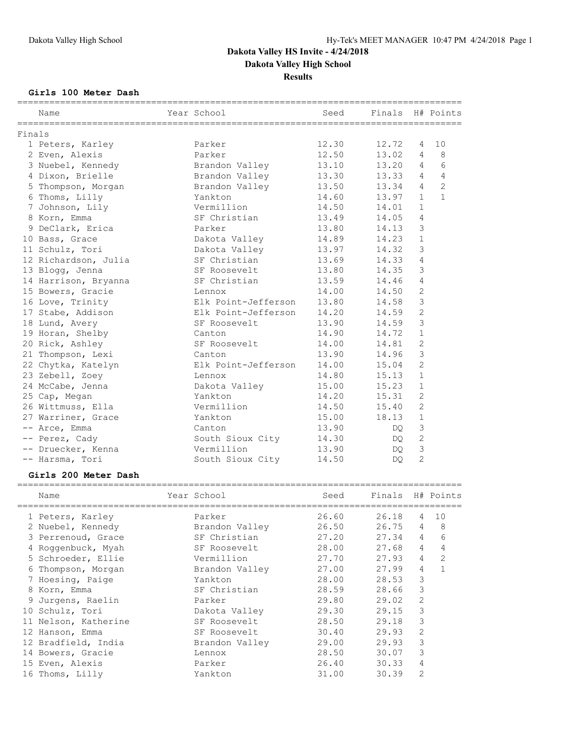# Dakota Valley HS Invite - 4/24/2018

## Dakota Valley High School

### Results

**Girls 100 Meter Dash**

| Place | Name | Year | School | Seed | Finals | H# | Points |
|---|---|---|---|---|---|---|---|
| **Finals** | | | | | | | |
| 1 | Peters, Karley | | Parker | 12.30 | 12.72 | 4 | 10 |
| 2 | Even, Alexis | | Parker | 12.50 | 13.02 | 4 | 8 |
| 3 | Nuebel, Kennedy | | Brandon Valley | 13.10 | 13.20 | 4 | 6 |
| 4 | Dixon, Brielle | | Brandon Valley | 13.30 | 13.33 | 4 | 4 |
| 5 | Thompson, Morgan | | Brandon Valley | 13.50 | 13.34 | 4 | 2 |
| 6 | Thoms, Lilly | | Yankton | 14.60 | 13.97 | 1 | 1 |
| 7 | Johnson, Lily | | Vermillion | 14.50 | 14.01 | 1 | |
| 8 | Korn, Emma | | SF Christian | 13.49 | 14.05 | 4 | |
| 9 | DeClark, Erica | | Parker | 13.80 | 14.13 | 3 | |
| 10 | Bass, Grace | | Dakota Valley | 14.89 | 14.23 | 1 | |
| 11 | Schulz, Tori | | Dakota Valley | 13.97 | 14.32 | 3 | |
| 12 | Richardson, Julia | | SF Christian | 13.69 | 14.33 | 4 | |
| 13 | Blogg, Jenna | | SF Roosevelt | 13.80 | 14.35 | 3 | |
| 14 | Harrison, Bryanna | | SF Christian | 13.59 | 14.46 | 4 | |
| 15 | Bowers, Gracie | | Lennox | 14.00 | 14.50 | 2 | |
| 16 | Love, Trinity | | Elk Point-Jefferson | 13.80 | 14.58 | 3 | |
| 17 | Stabe, Addison | | Elk Point-Jefferson | 14.20 | 14.59 | 2 | |
| 18 | Lund, Avery | | SF Roosevelt | 13.90 | 14.59 | 3 | |
| 19 | Horan, Shelby | | Canton | 14.90 | 14.72 | 1 | |
| 20 | Rick, Ashley | | SF Roosevelt | 14.00 | 14.81 | 2 | |
| 21 | Thompson, Lexi | | Canton | 13.90 | 14.96 | 3 | |
| 22 | Chytka, Katelyn | | Elk Point-Jefferson | 14.00 | 15.04 | 2 | |
| 23 | Zebell, Zoey | | Lennox | 14.80 | 15.13 | 1 | |
| 24 | McCabe, Jenna | | Dakota Valley | 15.00 | 15.23 | 1 | |
| 25 | Cap, Megan | | Yankton | 14.20 | 15.31 | 2 | |
| 26 | Wittmuss, Ella | | Vermillion | 14.50 | 15.40 | 2 | |
| 27 | Warriner, Grace | | Yankton | 15.00 | 18.13 | 1 | |
| -- | Arce, Emma | | Canton | 13.90 | DQ | 3 | |
| -- | Perez, Cady | | South Sioux City | 14.30 | DQ | 2 | |
| -- | Druecker, Kenna | | Vermillion | 13.90 | DQ | 3 | |
| -- | Harsma, Tori | | South Sioux City | 14.50 | DQ | 2 | |

**Girls 200 Meter Dash**

| Place | Name | Year | School | Seed | Finals | H# | Points |
|---|---|---|---|---|---|---|---|
| 1 | Peters, Karley | | Parker | 26.60 | 26.18 | 4 | 10 |
| 2 | Nuebel, Kennedy | | Brandon Valley | 26.50 | 26.75 | 4 | 8 |
| 3 | Perrenoud, Grace | | SF Christian | 27.20 | 27.34 | 4 | 6 |
| 4 | Roggenbuck, Myah | | SF Roosevelt | 28.00 | 27.68 | 4 | 4 |
| 5 | Schroeder, Ellie | | Vermillion | 27.70 | 27.93 | 4 | 2 |
| 6 | Thompson, Morgan | | Brandon Valley | 27.00 | 27.99 | 4 | 1 |
| 7 | Hoesing, Paige | | Yankton | 28.00 | 28.53 | 3 | |
| 8 | Korn, Emma | | SF Christian | 28.59 | 28.66 | 3 | |
| 9 | Jurgens, Raelin | | Parker | 29.80 | 29.02 | 2 | |
| 10 | Schulz, Tori | | Dakota Valley | 29.30 | 29.15 | 3 | |
| 11 | Nelson, Katherine | | SF Roosevelt | 28.50 | 29.18 | 3 | |
| 12 | Hanson, Emma | | SF Roosevelt | 30.40 | 29.93 | 2 | |
| 12 | Bradfield, India | | Brandon Valley | 29.00 | 29.93 | 3 | |
| 14 | Bowers, Gracie | | Lennox | 28.50 | 30.07 | 3 | |
| 15 | Even, Alexis | | Parker | 26.40 | 30.33 | 4 | |
| 16 | Thoms, Lilly | | Yankton | 31.00 | 30.39 | 2 | |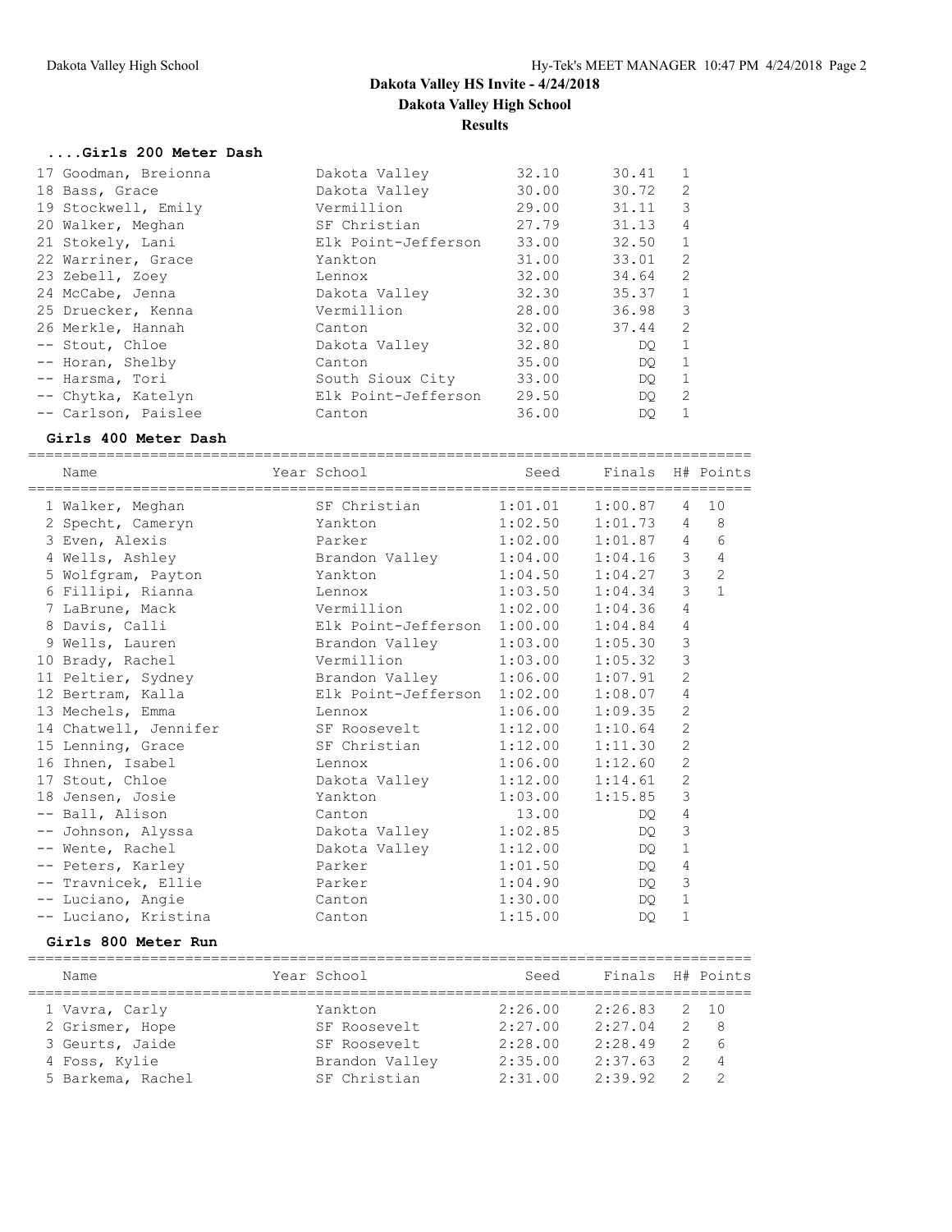# Dakota Valley HS Invite - 4/24/2018

**Dakota Valley High School**

**Results**

### ....Girls 200 Meter Dash

| Place | Name | Year | School | Seed | Finals | H# | Points |
|---|---|---|---|---|---|---|---|
| 17 | Goodman, Breionna | | Dakota Valley | 32.10 | 30.41 | 1 | |
| 18 | Bass, Grace | | Dakota Valley | 30.00 | 30.72 | 2 | |
| 19 | Stockwell, Emily | | Vermillion | 29.00 | 31.11 | 3 | |
| 20 | Walker, Meghan | | SF Christian | 27.79 | 31.13 | 4 | |
| 21 | Stokely, Lani | | Elk Point-Jefferson | 33.00 | 32.50 | 1 | |
| 22 | Warriner, Grace | | Yankton | 31.00 | 33.01 | 2 | |
| 23 | Zebell, Zoey | | Lennox | 32.00 | 34.64 | 2 | |
| 24 | McCabe, Jenna | | Dakota Valley | 32.30 | 35.37 | 1 | |
| 25 | Druecker, Kenna | | Vermillion | 28.00 | 36.98 | 3 | |
| 26 | Merkle, Hannah | | Canton | 32.00 | 37.44 | 2 | |
| -- | Stout, Chloe | | Dakota Valley | 32.80 | DQ | 1 | |
| -- | Horan, Shelby | | Canton | 35.00 | DQ | 1 | |
| -- | Harsma, Tori | | South Sioux City | 33.00 | DQ | 1 | |
| -- | Chytka, Katelyn | | Elk Point-Jefferson | 29.50 | DQ | 2 | |
| -- | Carlson, Paislee | | Canton | 36.00 | DQ | 1 | |

### Girls 400 Meter Dash

| Place | Name | Year | School | Seed | Finals | H# | Points |
|---|---|---|---|---|---|---|---|
| 1 | Walker, Meghan | | SF Christian | 1:01.01 | 1:00.87 | 4 | 10 |
| 2 | Specht, Cameryn | | Yankton | 1:02.50 | 1:01.73 | 4 | 8 |
| 3 | Even, Alexis | | Parker | 1:02.00 | 1:01.87 | 4 | 6 |
| 4 | Wells, Ashley | | Brandon Valley | 1:04.00 | 1:04.16 | 3 | 4 |
| 5 | Wolfgram, Payton | | Yankton | 1:04.50 | 1:04.27 | 3 | 2 |
| 6 | Fillipi, Rianna | | Lennox | 1:03.50 | 1:04.34 | 3 | 1 |
| 7 | LaBrune, Mack | | Vermillion | 1:02.00 | 1:04.36 | 4 | |
| 8 | Davis, Calli | | Elk Point-Jefferson | 1:00.00 | 1:04.84 | 4 | |
| 9 | Wells, Lauren | | Brandon Valley | 1:03.00 | 1:05.30 | 3 | |
| 10 | Brady, Rachel | | Vermillion | 1:03.00 | 1:05.32 | 3 | |
| 11 | Peltier, Sydney | | Brandon Valley | 1:06.00 | 1:07.91 | 2 | |
| 12 | Bertram, Kalla | | Elk Point-Jefferson | 1:02.00 | 1:08.07 | 4 | |
| 13 | Mechels, Emma | | Lennox | 1:06.00 | 1:09.35 | 2 | |
| 14 | Chatwell, Jennifer | | SF Roosevelt | 1:12.00 | 1:10.64 | 2 | |
| 15 | Lenning, Grace | | SF Christian | 1:12.00 | 1:11.30 | 2 | |
| 16 | Ihnen, Isabel | | Lennox | 1:06.00 | 1:12.60 | 2 | |
| 17 | Stout, Chloe | | Dakota Valley | 1:12.00 | 1:14.61 | 2 | |
| 18 | Jensen, Josie | | Yankton | 1:03.00 | 1:15.85 | 3 | |
| -- | Ball, Alison | | Canton | 13.00 | DQ | 4 | |
| -- | Johnson, Alyssa | | Dakota Valley | 1:02.85 | DQ | 3 | |
| -- | Wente, Rachel | | Dakota Valley | 1:12.00 | DQ | 1 | |
| -- | Peters, Karley | | Parker | 1:01.50 | DQ | 4 | |
| -- | Travnicek, Ellie | | Parker | 1:04.90 | DQ | 3 | |
| -- | Luciano, Angie | | Canton | 1:30.00 | DQ | 1 | |
| -- | Luciano, Kristina | | Canton | 1:15.00 | DQ | 1 | |

### Girls 800 Meter Run

| Place | Name | Year | School | Seed | Finals | H# | Points |
|---|---|---|---|---|---|---|---|
| 1 | Vavra, Carly | | Yankton | 2:26.00 | 2:26.83 | 2 | 10 |
| 2 | Grismer, Hope | | SF Roosevelt | 2:27.00 | 2:27.04 | 2 | 8 |
| 3 | Geurts, Jaide | | SF Roosevelt | 2:28.00 | 2:28.49 | 2 | 6 |
| 4 | Foss, Kylie | | Brandon Valley | 2:35.00 | 2:37.63 | 2 | 4 |
| 5 | Barkema, Rachel | | SF Christian | 2:31.00 | 2:39.92 | 2 | 2 |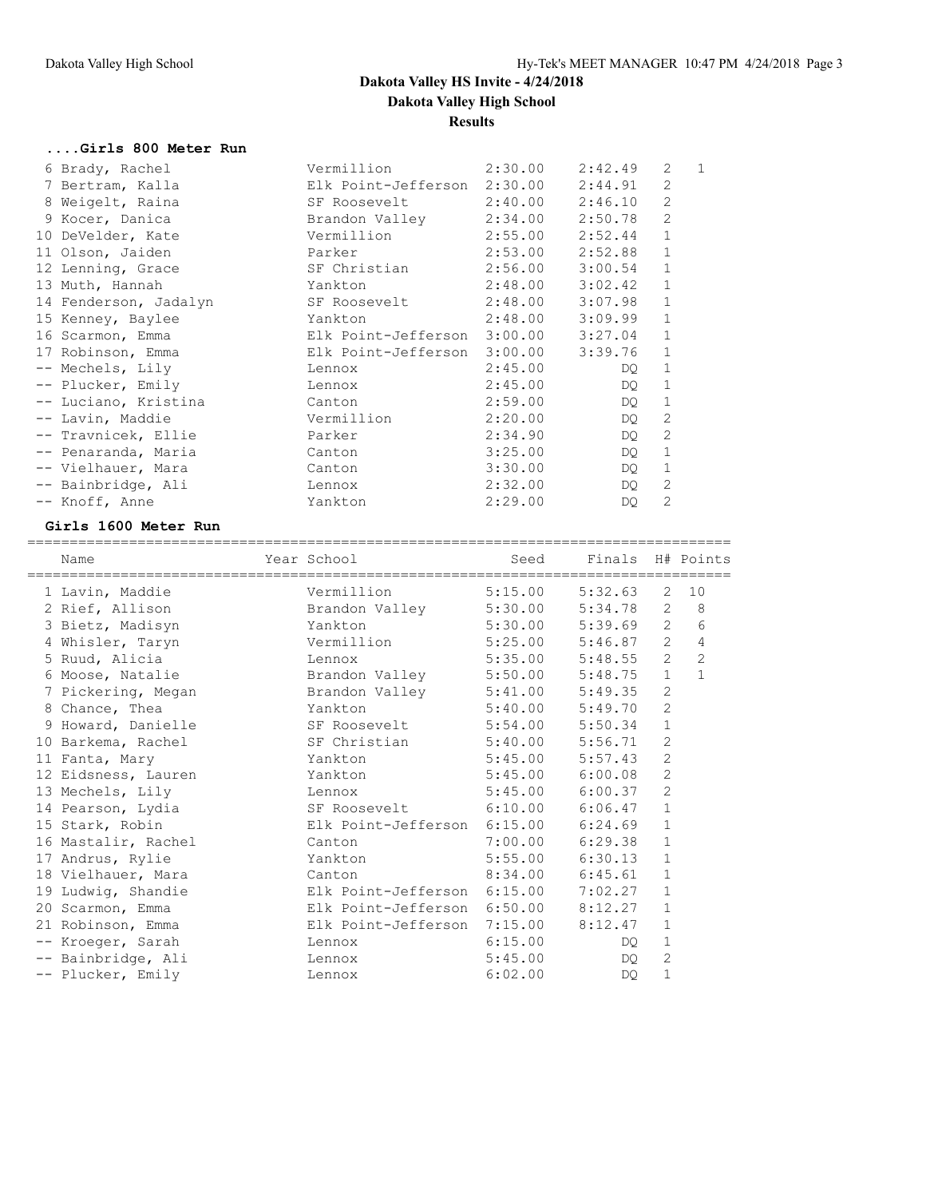# Dakota Valley HS Invite - 4/24/2018

**Dakota Valley High School**

**Results**

### ....Girls 800 Meter Run

| Name | Year School | Seed | Finals | H# | Points |
|---|---|---|---|---|---|
| 6 Brady, Rachel | Vermillion | 2:30.00 | 2:42.49 | 2 | 1 |
| 7 Bertram, Kalla | Elk Point-Jefferson | 2:30.00 | 2:44.91 | 2 | |
| 8 Weigelt, Raina | SF Roosevelt | 2:40.00 | 2:46.10 | 2 | |
| 9 Kocer, Danica | Brandon Valley | 2:34.00 | 2:50.78 | 2 | |
| 10 DeVelder, Kate | Vermillion | 2:55.00 | 2:52.44 | 1 | |
| 11 Olson, Jaiden | Parker | 2:53.00 | 2:52.88 | 1 | |
| 12 Lenning, Grace | SF Christian | 2:56.00 | 3:00.54 | 1 | |
| 13 Muth, Hannah | Yankton | 2:48.00 | 3:02.42 | 1 | |
| 14 Fenderson, Jadalyn | SF Roosevelt | 2:48.00 | 3:07.98 | 1 | |
| 15 Kenney, Baylee | Yankton | 2:48.00 | 3:09.99 | 1 | |
| 16 Scarmon, Emma | Elk Point-Jefferson | 3:00.00 | 3:27.04 | 1 | |
| 17 Robinson, Emma | Elk Point-Jefferson | 3:00.00 | 3:39.76 | 1 | |
| -- Mechels, Lily | Lennox | 2:45.00 | DQ | 1 | |
| -- Plucker, Emily | Lennox | 2:45.00 | DQ | 1 | |
| -- Luciano, Kristina | Canton | 2:59.00 | DQ | 1 | |
| -- Lavin, Maddie | Vermillion | 2:20.00 | DQ | 2 | |
| -- Travnicek, Ellie | Parker | 2:34.90 | DQ | 2 | |
| -- Penaranda, Maria | Canton | 3:25.00 | DQ | 1 | |
| -- Vielhauer, Mara | Canton | 3:30.00 | DQ | 1 | |
| -- Bainbridge, Ali | Lennox | 2:32.00 | DQ | 2 | |
| -- Knoff, Anne | Yankton | 2:29.00 | DQ | 2 | |

### Girls 1600 Meter Run

| Name | Year School | Seed | Finals | H# | Points |
|---|---|---|---|---|---|
| 1 Lavin, Maddie | Vermillion | 5:15.00 | 5:32.63 | 2 | 10 |
| 2 Rief, Allison | Brandon Valley | 5:30.00 | 5:34.78 | 2 | 8 |
| 3 Bietz, Madisyn | Yankton | 5:30.00 | 5:39.69 | 2 | 6 |
| 4 Whisler, Taryn | Vermillion | 5:25.00 | 5:46.87 | 2 | 4 |
| 5 Ruud, Alicia | Lennox | 5:35.00 | 5:48.55 | 2 | 2 |
| 6 Moose, Natalie | Brandon Valley | 5:50.00 | 5:48.75 | 1 | 1 |
| 7 Pickering, Megan | Brandon Valley | 5:41.00 | 5:49.35 | 2 | |
| 8 Chance, Thea | Yankton | 5:40.00 | 5:49.70 | 2 | |
| 9 Howard, Danielle | SF Roosevelt | 5:54.00 | 5:50.34 | 1 | |
| 10 Barkema, Rachel | SF Christian | 5:40.00 | 5:56.71 | 2 | |
| 11 Fanta, Mary | Yankton | 5:45.00 | 5:57.43 | 2 | |
| 12 Eidsness, Lauren | Yankton | 5:45.00 | 6:00.08 | 2 | |
| 13 Mechels, Lily | Lennox | 5:45.00 | 6:00.37 | 2 | |
| 14 Pearson, Lydia | SF Roosevelt | 6:10.00 | 6:06.47 | 1 | |
| 15 Stark, Robin | Elk Point-Jefferson | 6:15.00 | 6:24.69 | 1 | |
| 16 Mastalir, Rachel | Canton | 7:00.00 | 6:29.38 | 1 | |
| 17 Andrus, Rylie | Yankton | 5:55.00 | 6:30.13 | 1 | |
| 18 Vielhauer, Mara | Canton | 8:34.00 | 6:45.61 | 1 | |
| 19 Ludwig, Shandie | Elk Point-Jefferson | 6:15.00 | 7:02.27 | 1 | |
| 20 Scarmon, Emma | Elk Point-Jefferson | 6:50.00 | 8:12.27 | 1 | |
| 21 Robinson, Emma | Elk Point-Jefferson | 7:15.00 | 8:12.47 | 1 | |
| -- Kroeger, Sarah | Lennox | 6:15.00 | DQ | 1 | |
| -- Bainbridge, Ali | Lennox | 5:45.00 | DQ | 2 | |
| -- Plucker, Emily | Lennox | 6:02.00 | DQ | 1 | |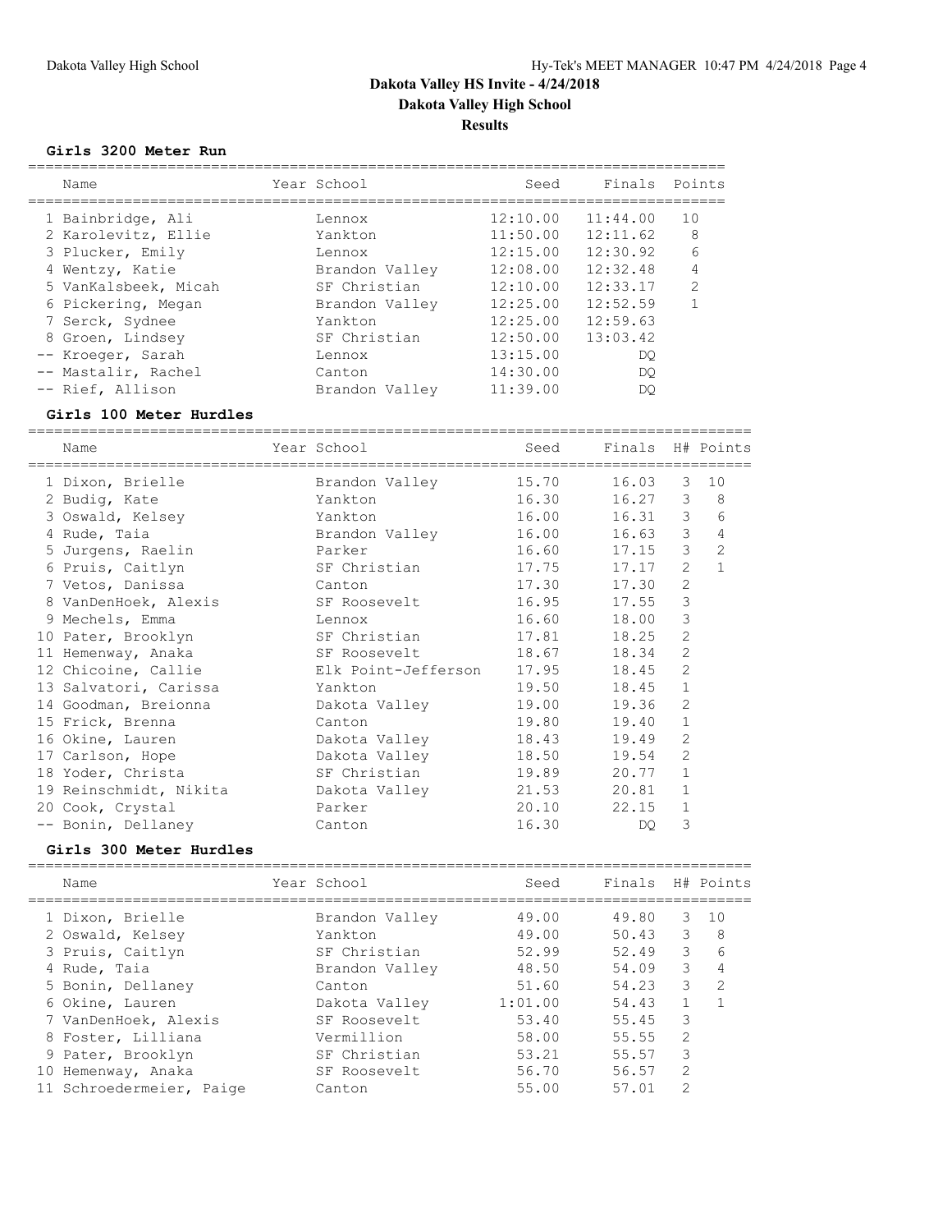# Dakota Valley HS Invite - 4/24/2018

## Dakota Valley High School

### Results

#### Girls 3200 Meter Run

| Name | Year | School | Seed | Finals | Points |
|---|---|---|---|---|---|
| 1 Bainbridge, Ali | | Lennox | 12:10.00 | 11:44.00 | 10 |
| 2 Karolevitz, Ellie | | Yankton | 11:50.00 | 12:11.62 | 8 |
| 3 Plucker, Emily | | Lennox | 12:15.00 | 12:30.92 | 6 |
| 4 Wentzy, Katie | | Brandon Valley | 12:08.00 | 12:32.48 | 4 |
| 5 VanKalsbeek, Micah | | SF Christian | 12:10.00 | 12:33.17 | 2 |
| 6 Pickering, Megan | | Brandon Valley | 12:25.00 | 12:52.59 | 1 |
| 7 Serck, Sydnee | | Yankton | 12:25.00 | 12:59.63 | |
| 8 Groen, Lindsey | | SF Christian | 12:50.00 | 13:03.42 | |
| -- Kroeger, Sarah | | Lennox | 13:15.00 | DQ | |
| -- Mastalir, Rachel | | Canton | 14:30.00 | DQ | |
| -- Rief, Allison | | Brandon Valley | 11:39.00 | DQ | |

#### Girls 100 Meter Hurdles

| Name | Year | School | Seed | Finals | H# | Points |
|---|---|---|---|---|---|---|
| 1 Dixon, Brielle | | Brandon Valley | 15.70 | 16.03 | 3 | 10 |
| 2 Budig, Kate | | Yankton | 16.30 | 16.27 | 3 | 8 |
| 3 Oswald, Kelsey | | Yankton | 16.00 | 16.31 | 3 | 6 |
| 4 Rude, Taia | | Brandon Valley | 16.00 | 16.63 | 3 | 4 |
| 5 Jurgens, Raelin | | Parker | 16.60 | 17.15 | 3 | 2 |
| 6 Pruis, Caitlyn | | SF Christian | 17.75 | 17.17 | 2 | 1 |
| 7 Vetos, Danissa | | Canton | 17.30 | 17.30 | 2 | |
| 8 VanDenHoek, Alexis | | SF Roosevelt | 16.95 | 17.55 | 3 | |
| 9 Mechels, Emma | | Lennox | 16.60 | 18.00 | 3 | |
| 10 Pater, Brooklyn | | SF Christian | 17.81 | 18.25 | 2 | |
| 11 Hemenway, Anaka | | SF Roosevelt | 18.67 | 18.34 | 2 | |
| 12 Chicoine, Callie | | Elk Point-Jefferson | 17.95 | 18.45 | 2 | |
| 13 Salvatori, Carissa | | Yankton | 19.50 | 18.45 | 1 | |
| 14 Goodman, Breionna | | Dakota Valley | 19.00 | 19.36 | 2 | |
| 15 Frick, Brenna | | Canton | 19.80 | 19.40 | 1 | |
| 16 Okine, Lauren | | Dakota Valley | 18.43 | 19.49 | 2 | |
| 17 Carlson, Hope | | Dakota Valley | 18.50 | 19.54 | 2 | |
| 18 Yoder, Christa | | SF Christian | 19.89 | 20.77 | 1 | |
| 19 Reinschmidt, Nikita | | Dakota Valley | 21.53 | 20.81 | 1 | |
| 20 Cook, Crystal | | Parker | 20.10 | 22.15 | 1 | |
| -- Bonin, Dellaney | | Canton | 16.30 | DQ | 3 | |

#### Girls 300 Meter Hurdles

| Name | Year | School | Seed | Finals | H# | Points |
|---|---|---|---|---|---|---|
| 1 Dixon, Brielle | | Brandon Valley | 49.00 | 49.80 | 3 | 10 |
| 2 Oswald, Kelsey | | Yankton | 49.00 | 50.43 | 3 | 8 |
| 3 Pruis, Caitlyn | | SF Christian | 52.99 | 52.49 | 3 | 6 |
| 4 Rude, Taia | | Brandon Valley | 48.50 | 54.09 | 3 | 4 |
| 5 Bonin, Dellaney | | Canton | 51.60 | 54.23 | 3 | 2 |
| 6 Okine, Lauren | | Dakota Valley | 1:01.00 | 54.43 | 1 | 1 |
| 7 VanDenHoek, Alexis | | SF Roosevelt | 53.40 | 55.45 | 3 | |
| 8 Foster, Lilliana | | Vermillion | 58.00 | 55.55 | 2 | |
| 9 Pater, Brooklyn | | SF Christian | 53.21 | 55.57 | 3 | |
| 10 Hemenway, Anaka | | SF Roosevelt | 56.70 | 56.57 | 2 | |
| 11 Schroedermeier, Paige | | Canton | 55.00 | 57.01 | 2 | |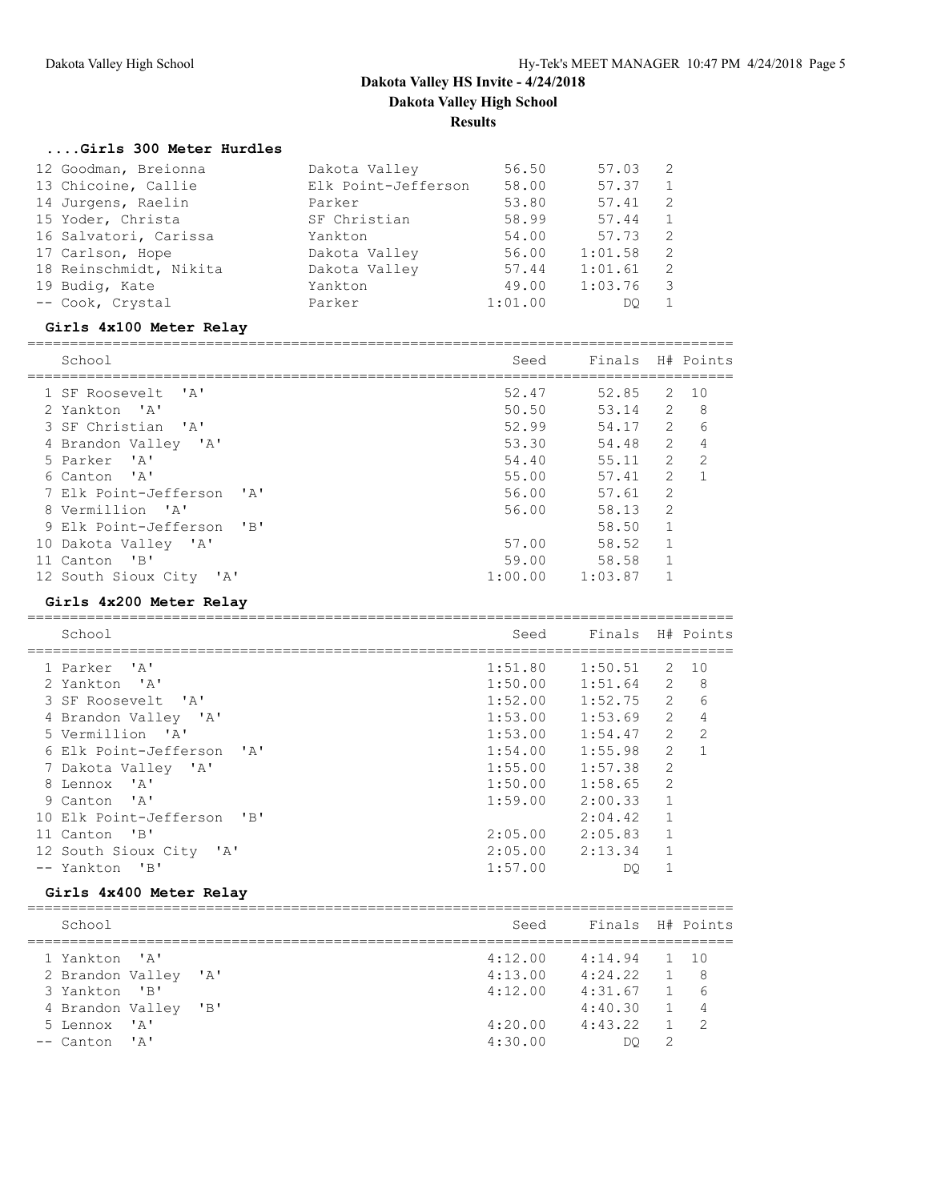## Dakota Valley HS Invite - 4/24/2018

**Dakota Valley High School**

**Results**

### ....Girls 300 Meter Hurdles

| | Name | School | Seed | Finals | H# |
|---|---|---|---|---|---|
| 12 | Goodman, Breionna | Dakota Valley | 56.50 | 57.03 | 2 |
| 13 | Chicoine, Callie | Elk Point-Jefferson | 58.00 | 57.37 | 1 |
| 14 | Jurgens, Raelin | Parker | 53.80 | 57.41 | 2 |
| 15 | Yoder, Christa | SF Christian | 58.99 | 57.44 | 1 |
| 16 | Salvatori, Carissa | Yankton | 54.00 | 57.73 | 2 |
| 17 | Carlson, Hope | Dakota Valley | 56.00 | 1:01.58 | 2 |
| 18 | Reinschmidt, Nikita | Dakota Valley | 57.44 | 1:01.61 | 2 |
| 19 | Budig, Kate | Yankton | 49.00 | 1:03.76 | 3 |
| -- | Cook, Crystal | Parker | 1:01.00 | DQ | 1 |

### Girls 4x100 Meter Relay

| | School | Seed | Finals | H# | Points |
|---|---|---|---|---|---|
| 1 | SF Roosevelt 'A' | 52.47 | 52.85 | 2 | 10 |
| 2 | Yankton 'A' | 50.50 | 53.14 | 2 | 8 |
| 3 | SF Christian 'A' | 52.99 | 54.17 | 2 | 6 |
| 4 | Brandon Valley 'A' | 53.30 | 54.48 | 2 | 4 |
| 5 | Parker 'A' | 54.40 | 55.11 | 2 | 2 |
| 6 | Canton 'A' | 55.00 | 57.41 | 2 | 1 |
| 7 | Elk Point-Jefferson 'A' | 56.00 | 57.61 | 2 | |
| 8 | Vermillion 'A' | 56.00 | 58.13 | 2 | |
| 9 | Elk Point-Jefferson 'B' | | 58.50 | 1 | |
| 10 | Dakota Valley 'A' | 57.00 | 58.52 | 1 | |
| 11 | Canton 'B' | 59.00 | 58.58 | 1 | |
| 12 | South Sioux City 'A' | 1:00.00 | 1:03.87 | 1 | |

### Girls 4x200 Meter Relay

| | School | Seed | Finals | H# | Points |
|---|---|---|---|---|---|
| 1 | Parker 'A' | 1:51.80 | 1:50.51 | 2 | 10 |
| 2 | Yankton 'A' | 1:50.00 | 1:51.64 | 2 | 8 |
| 3 | SF Roosevelt 'A' | 1:52.00 | 1:52.75 | 2 | 6 |
| 4 | Brandon Valley 'A' | 1:53.00 | 1:53.69 | 2 | 4 |
| 5 | Vermillion 'A' | 1:53.00 | 1:54.47 | 2 | 2 |
| 6 | Elk Point-Jefferson 'A' | 1:54.00 | 1:55.98 | 2 | 1 |
| 7 | Dakota Valley 'A' | 1:55.00 | 1:57.38 | 2 | |
| 8 | Lennox 'A' | 1:50.00 | 1:58.65 | 2 | |
| 9 | Canton 'A' | 1:59.00 | 2:00.33 | 1 | |
| 10 | Elk Point-Jefferson 'B' | | 2:04.42 | 1 | |
| 11 | Canton 'B' | 2:05.00 | 2:05.83 | 1 | |
| 12 | South Sioux City 'A' | 2:05.00 | 2:13.34 | 1 | |
| -- | Yankton 'B' | 1:57.00 | DQ | 1 | |

### Girls 4x400 Meter Relay

| | School | Seed | Finals | H# | Points |
|---|---|---|---|---|---|
| 1 | Yankton 'A' | 4:12.00 | 4:14.94 | 1 | 10 |
| 2 | Brandon Valley 'A' | 4:13.00 | 4:24.22 | 1 | 8 |
| 3 | Yankton 'B' | 4:12.00 | 4:31.67 | 1 | 6 |
| 4 | Brandon Valley 'B' | | 4:40.30 | 1 | 4 |
| 5 | Lennox 'A' | 4:20.00 | 4:43.22 | 1 | 2 |
| -- | Canton 'A' | 4:30.00 | DQ | 2 | |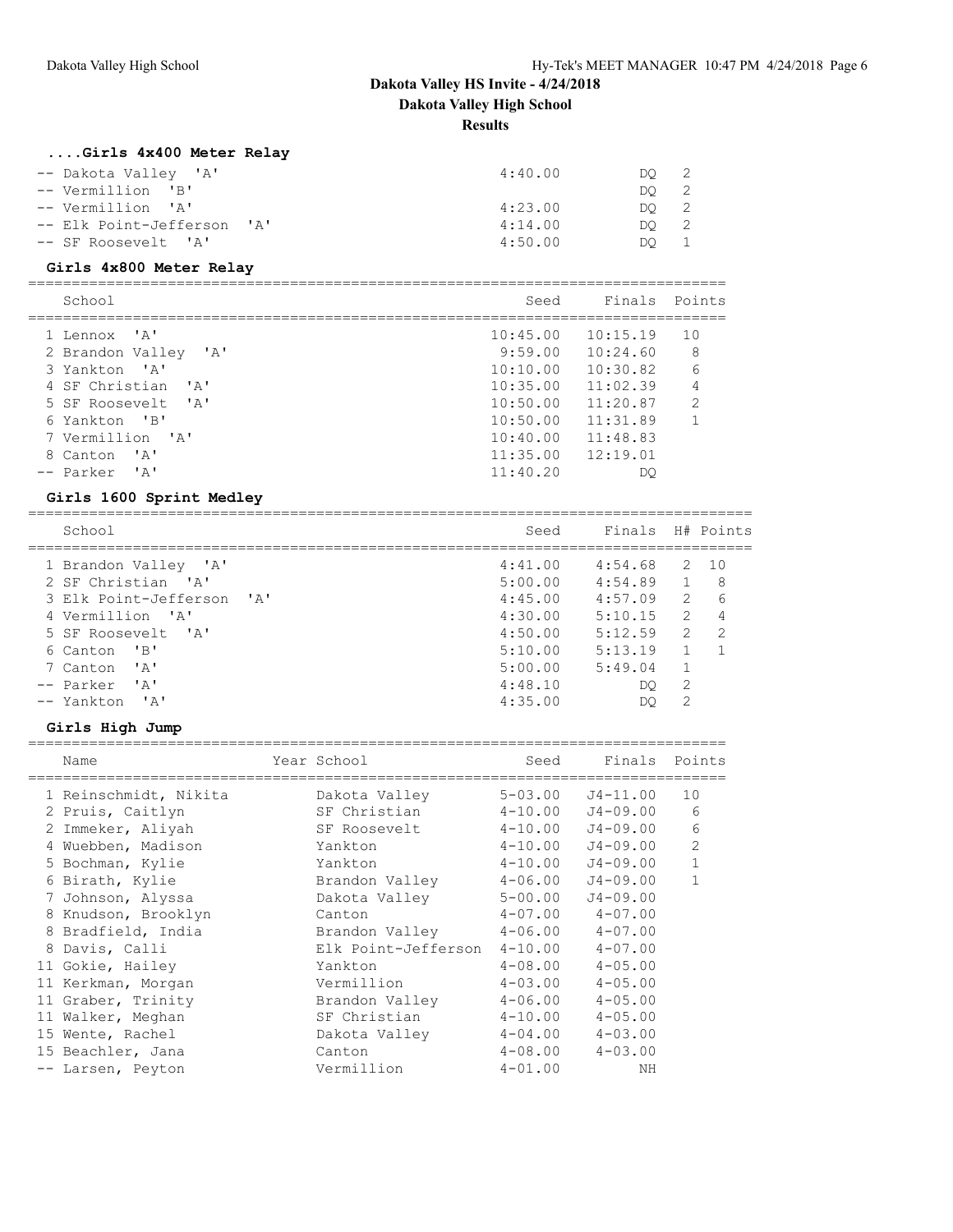# Dakota Valley HS Invite - 4/24/2018

## Dakota Valley High School

### Results

#### ....Girls 4x400 Meter Relay

| Place | School | Seed | Finals | H# |
|---|---|---|---|---|
| -- | Dakota Valley 'A' | 4:40.00 | DQ | 2 |
| -- | Vermillion 'B' | | DQ | 2 |
| -- | Vermillion 'A' | 4:23.00 | DQ | 2 |
| -- | Elk Point-Jefferson 'A' | 4:14.00 | DQ | 2 |
| -- | SF Roosevelt 'A' | 4:50.00 | DQ | 1 |

#### Girls 4x800 Meter Relay

| Place | School | Seed | Finals | Points |
|---|---|---|---|---|
| 1 | Lennox 'A' | 10:45.00 | 10:15.19 | 10 |
| 2 | Brandon Valley 'A' | 9:59.00 | 10:24.60 | 8 |
| 3 | Yankton 'A' | 10:10.00 | 10:30.82 | 6 |
| 4 | SF Christian 'A' | 10:35.00 | 11:02.39 | 4 |
| 5 | SF Roosevelt 'A' | 10:50.00 | 11:20.87 | 2 |
| 6 | Yankton 'B' | 10:50.00 | 11:31.89 | 1 |
| 7 | Vermillion 'A' | 10:40.00 | 11:48.83 | |
| 8 | Canton 'A' | 11:35.00 | 12:19.01 | |
| -- | Parker 'A' | 11:40.20 | DQ | |

#### Girls 1600 Sprint Medley

| Place | School | Seed | Finals | H# | Points |
|---|---|---|---|---|---|
| 1 | Brandon Valley 'A' | 4:41.00 | 4:54.68 | 2 | 10 |
| 2 | SF Christian 'A' | 5:00.00 | 4:54.89 | 1 | 8 |
| 3 | Elk Point-Jefferson 'A' | 4:45.00 | 4:57.09 | 2 | 6 |
| 4 | Vermillion 'A' | 4:30.00 | 5:10.15 | 2 | 4 |
| 5 | SF Roosevelt 'A' | 4:50.00 | 5:12.59 | 2 | 2 |
| 6 | Canton 'B' | 5:10.00 | 5:13.19 | 1 | 1 |
| 7 | Canton 'A' | 5:00.00 | 5:49.04 | 1 | |
| -- | Parker 'A' | 4:48.10 | DQ | 2 | |
| -- | Yankton 'A' | 4:35.00 | DQ | 2 | |

#### Girls High Jump

| Place | Name | Year | School | Seed | Finals | Points |
|---|---|---|---|---|---|---|
| 1 | Reinschmidt, Nikita | | Dakota Valley | 5-03.00 | J4-11.00 | 10 |
| 2 | Pruis, Caitlyn | | SF Christian | 4-10.00 | J4-09.00 | 6 |
| 2 | Immeker, Aliyah | | SF Roosevelt | 4-10.00 | J4-09.00 | 6 |
| 4 | Wuebben, Madison | | Yankton | 4-10.00 | J4-09.00 | 2 |
| 5 | Bochman, Kylie | | Yankton | 4-10.00 | J4-09.00 | 1 |
| 6 | Birath, Kylie | | Brandon Valley | 4-06.00 | J4-09.00 | 1 |
| 7 | Johnson, Alyssa | | Dakota Valley | 5-00.00 | J4-09.00 | |
| 8 | Knudson, Brooklyn | | Canton | 4-07.00 | 4-07.00 | |
| 8 | Bradfield, India | | Brandon Valley | 4-06.00 | 4-07.00 | |
| 8 | Davis, Calli | | Elk Point-Jefferson | 4-10.00 | 4-07.00 | |
| 11 | Gokie, Hailey | | Yankton | 4-08.00 | 4-05.00 | |
| 11 | Kerkman, Morgan | | Vermillion | 4-03.00 | 4-05.00 | |
| 11 | Graber, Trinity | | Brandon Valley | 4-06.00 | 4-05.00 | |
| 11 | Walker, Meghan | | SF Christian | 4-10.00 | 4-05.00 | |
| 15 | Wente, Rachel | | Dakota Valley | 4-04.00 | 4-03.00 | |
| 15 | Beachler, Jana | | Canton | 4-08.00 | 4-03.00 | |
| -- | Larsen, Peyton | | Vermillion | 4-01.00 | NH | |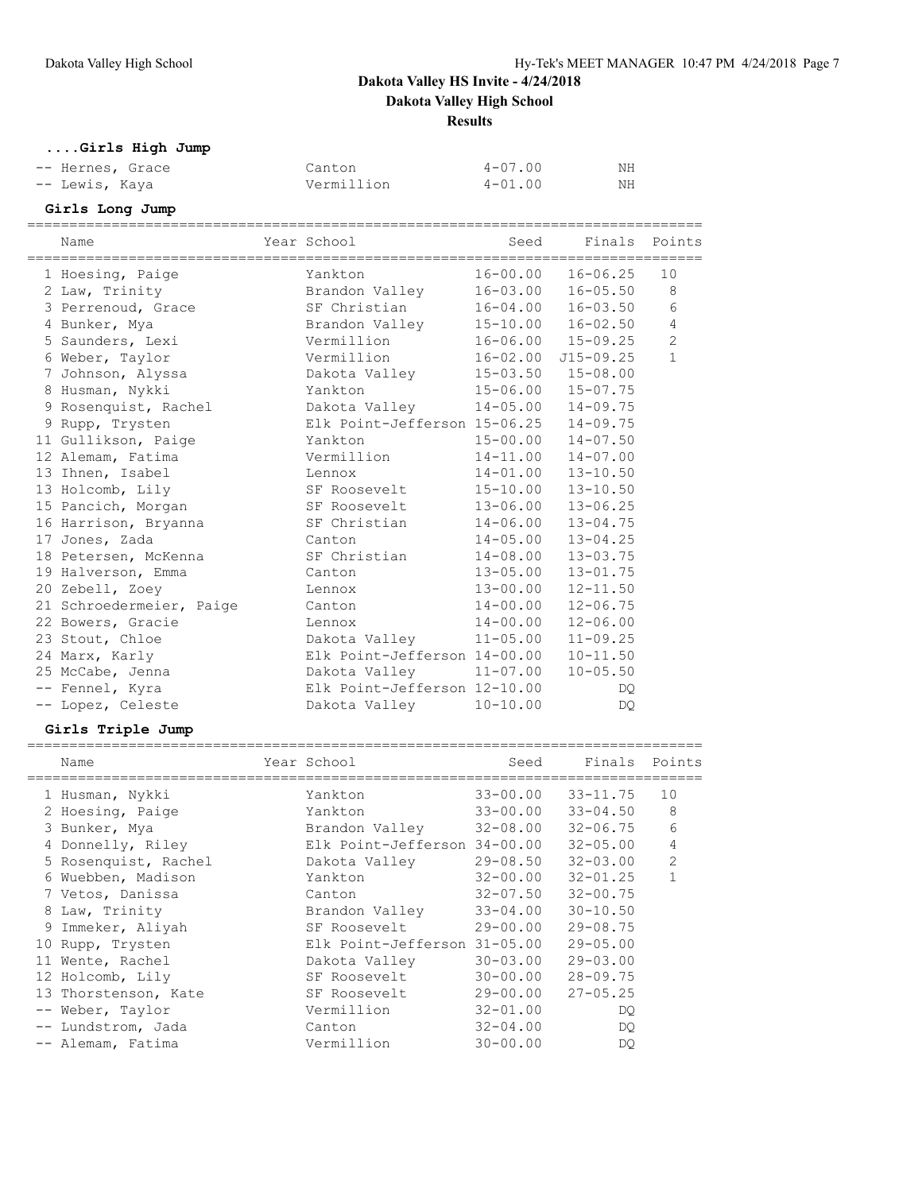# Dakota Valley HS Invite - 4/24/2018

**Dakota Valley High School**

**Results**

### ....Girls High Jump

| Name | School | Seed | Finals |
|---|---|---|---|
| -- Hernes, Grace | Canton | 4-07.00 | NH |
| -- Lewis, Kaya | Vermillion | 4-01.00 | NH |

### Girls Long Jump

| Name | Year School | Seed | Finals | Points |
|---|---|---|---|---|
| 1 Hoesing, Paige | Yankton | 16-00.00 | 16-06.25 | 10 |
| 2 Law, Trinity | Brandon Valley | 16-03.00 | 16-05.50 | 8 |
| 3 Perrenoud, Grace | SF Christian | 16-04.00 | 16-03.50 | 6 |
| 4 Bunker, Mya | Brandon Valley | 15-10.00 | 16-02.50 | 4 |
| 5 Saunders, Lexi | Vermillion | 16-06.00 | 15-09.25 | 2 |
| 6 Weber, Taylor | Vermillion | 16-02.00 | J15-09.25 | 1 |
| 7 Johnson, Alyssa | Dakota Valley | 15-03.50 | 15-08.00 | |
| 8 Husman, Nykki | Yankton | 15-06.00 | 15-07.75 | |
| 9 Rosenquist, Rachel | Dakota Valley | 14-05.00 | 14-09.75 | |
| 9 Rupp, Trysten | Elk Point-Jefferson | 15-06.25 | 14-09.75 | |
| 11 Gullikson, Paige | Yankton | 15-00.00 | 14-07.50 | |
| 12 Alemam, Fatima | Vermillion | 14-11.00 | 14-07.00 | |
| 13 Ihnen, Isabel | Lennox | 14-01.00 | 13-10.50 | |
| 13 Holcomb, Lily | SF Roosevelt | 15-10.00 | 13-10.50 | |
| 15 Pancich, Morgan | SF Roosevelt | 13-06.00 | 13-06.25 | |
| 16 Harrison, Bryanna | SF Christian | 14-06.00 | 13-04.75 | |
| 17 Jones, Zada | Canton | 14-05.00 | 13-04.25 | |
| 18 Petersen, McKenna | SF Christian | 14-08.00 | 13-03.75 | |
| 19 Halverson, Emma | Canton | 13-05.00 | 13-01.75 | |
| 20 Zebell, Zoey | Lennox | 13-00.00 | 12-11.50 | |
| 21 Schroedermeier, Paige | Canton | 14-00.00 | 12-06.75 | |
| 22 Bowers, Gracie | Lennox | 14-00.00 | 12-06.00 | |
| 23 Stout, Chloe | Dakota Valley | 11-05.00 | 11-09.25 | |
| 24 Marx, Karly | Elk Point-Jefferson | 14-00.00 | 10-11.50 | |
| 25 McCabe, Jenna | Dakota Valley | 11-07.00 | 10-05.50 | |
| -- Fennel, Kyra | Elk Point-Jefferson | 12-10.00 | DQ | |
| -- Lopez, Celeste | Dakota Valley | 10-10.00 | DQ | |

### Girls Triple Jump

| Name | Year School | Seed | Finals | Points |
|---|---|---|---|---|
| 1 Husman, Nykki | Yankton | 33-00.00 | 33-11.75 | 10 |
| 2 Hoesing, Paige | Yankton | 33-00.00 | 33-04.50 | 8 |
| 3 Bunker, Mya | Brandon Valley | 32-08.00 | 32-06.75 | 6 |
| 4 Donnelly, Riley | Elk Point-Jefferson | 34-00.00 | 32-05.00 | 4 |
| 5 Rosenquist, Rachel | Dakota Valley | 29-08.50 | 32-03.00 | 2 |
| 6 Wuebben, Madison | Yankton | 32-00.00 | 32-01.25 | 1 |
| 7 Vetos, Danissa | Canton | 32-07.50 | 32-00.75 | |
| 8 Law, Trinity | Brandon Valley | 33-04.00 | 30-10.50 | |
| 9 Immeker, Aliyah | SF Roosevelt | 29-00.00 | 29-08.75 | |
| 10 Rupp, Trysten | Elk Point-Jefferson | 31-05.00 | 29-05.00 | |
| 11 Wente, Rachel | Dakota Valley | 30-03.00 | 29-03.00 | |
| 12 Holcomb, Lily | SF Roosevelt | 30-00.00 | 28-09.75 | |
| 13 Thorstenson, Kate | SF Roosevelt | 29-00.00 | 27-05.25 | |
| -- Weber, Taylor | Vermillion | 32-01.00 | DQ | |
| -- Lundstrom, Jada | Canton | 32-04.00 | DQ | |
| -- Alemam, Fatima | Vermillion | 30-00.00 | DQ | |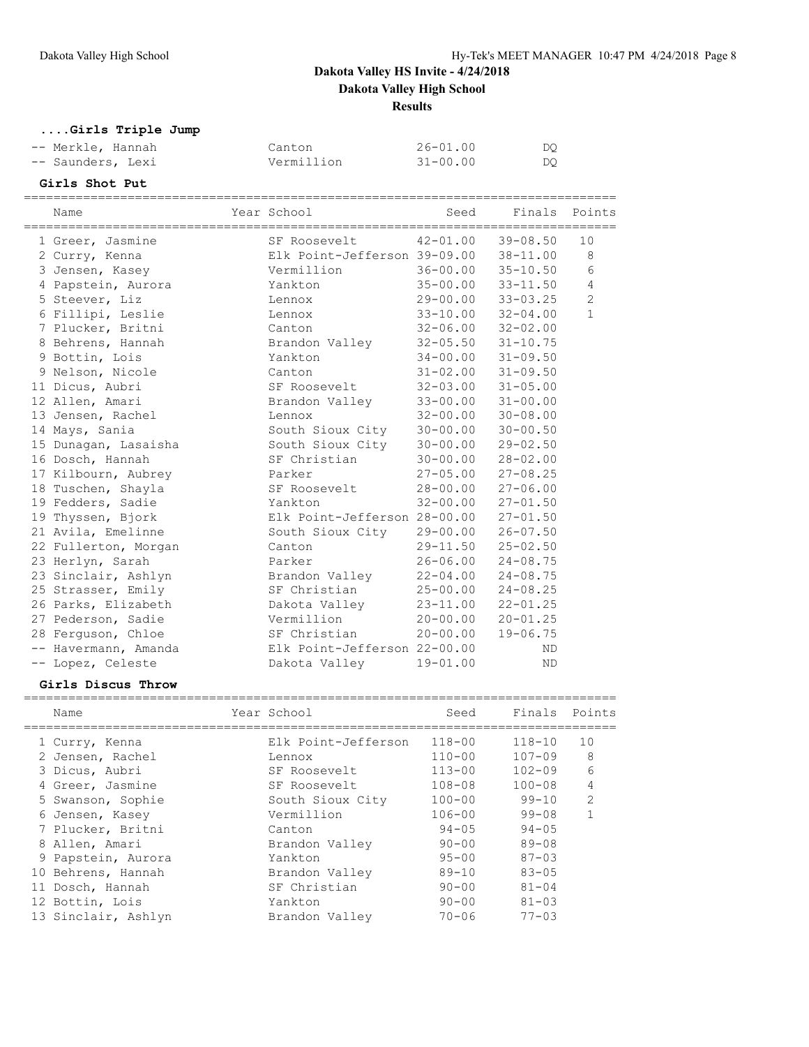# Dakota Valley HS Invite - 4/24/2018

**Dakota Valley High School**

**Results**

### ....Girls Triple Jump

| Place | Name | Year | School | Seed | Finals | Points |
|---|---|---|---|---|---|---|
| -- | Merkle, Hannah | | Canton | 26-01.00 | DQ | |
| -- | Saunders, Lexi | | Vermillion | 31-00.00 | DQ | |

### Girls Shot Put

| Place | Name | Year | School | Seed | Finals | Points |
|---|---|---|---|---|---|---|
| 1 | Greer, Jasmine | | SF Roosevelt | 42-01.00 | 39-08.50 | 10 |
| 2 | Curry, Kenna | | Elk Point-Jefferson | 39-09.00 | 38-11.00 | 8 |
| 3 | Jensen, Kasey | | Vermillion | 36-00.00 | 35-10.50 | 6 |
| 4 | Papstein, Aurora | | Yankton | 35-00.00 | 33-11.50 | 4 |
| 5 | Steever, Liz | | Lennox | 29-00.00 | 33-03.25 | 2 |
| 6 | Fillipi, Leslie | | Lennox | 33-10.00 | 32-04.00 | 1 |
| 7 | Plucker, Britni | | Canton | 32-06.00 | 32-02.00 | |
| 8 | Behrens, Hannah | | Brandon Valley | 32-05.50 | 31-10.75 | |
| 9 | Bottin, Lois | | Yankton | 34-00.00 | 31-09.50 | |
| 9 | Nelson, Nicole | | Canton | 31-02.00 | 31-09.50 | |
| 11 | Dicus, Aubri | | SF Roosevelt | 32-03.00 | 31-05.00 | |
| 12 | Allen, Amari | | Brandon Valley | 33-00.00 | 31-00.00 | |
| 13 | Jensen, Rachel | | Lennox | 32-00.00 | 30-08.00 | |
| 14 | Mays, Sania | | South Sioux City | 30-00.00 | 30-00.50 | |
| 15 | Dunagan, Lasaisha | | South Sioux City | 30-00.00 | 29-02.50 | |
| 16 | Dosch, Hannah | | SF Christian | 30-00.00 | 28-02.00 | |
| 17 | Kilbourn, Aubrey | | Parker | 27-05.00 | 27-08.25 | |
| 18 | Tuschen, Shayla | | SF Roosevelt | 28-00.00 | 27-06.00 | |
| 19 | Fedders, Sadie | | Yankton | 32-00.00 | 27-01.50 | |
| 19 | Thyssen, Bjork | | Elk Point-Jefferson | 28-00.00 | 27-01.50 | |
| 21 | Avila, Emelinne | | South Sioux City | 29-00.00 | 26-07.50 | |
| 22 | Fullerton, Morgan | | Canton | 29-11.50 | 25-02.50 | |
| 23 | Herlyn, Sarah | | Parker | 26-06.00 | 24-08.75 | |
| 23 | Sinclair, Ashlyn | | Brandon Valley | 22-04.00 | 24-08.75 | |
| 25 | Strasser, Emily | | SF Christian | 25-00.00 | 24-08.25 | |
| 26 | Parks, Elizabeth | | Dakota Valley | 23-11.00 | 22-01.25 | |
| 27 | Pederson, Sadie | | Vermillion | 20-00.00 | 20-01.25 | |
| 28 | Ferguson, Chloe | | SF Christian | 20-00.00 | 19-06.75 | |
| -- | Havermann, Amanda | | Elk Point-Jefferson | 22-00.00 | ND | |
| -- | Lopez, Celeste | | Dakota Valley | 19-01.00 | ND | |

### Girls Discus Throw

| Place | Name | Year | School | Seed | Finals | Points |
|---|---|---|---|---|---|---|
| 1 | Curry, Kenna | | Elk Point-Jefferson | 118-00 | 118-10 | 10 |
| 2 | Jensen, Rachel | | Lennox | 110-00 | 107-09 | 8 |
| 3 | Dicus, Aubri | | SF Roosevelt | 113-00 | 102-09 | 6 |
| 4 | Greer, Jasmine | | SF Roosevelt | 108-08 | 100-08 | 4 |
| 5 | Swanson, Sophie | | South Sioux City | 100-00 | 99-10 | 2 |
| 6 | Jensen, Kasey | | Vermillion | 106-00 | 99-08 | 1 |
| 7 | Plucker, Britni | | Canton | 94-05 | 94-05 | |
| 8 | Allen, Amari | | Brandon Valley | 90-00 | 89-08 | |
| 9 | Papstein, Aurora | | Yankton | 95-00 | 87-03 | |
| 10 | Behrens, Hannah | | Brandon Valley | 89-10 | 83-05 | |
| 11 | Dosch, Hannah | | SF Christian | 90-00 | 81-04 | |
| 12 | Bottin, Lois | | Yankton | 90-00 | 81-03 | |
| 13 | Sinclair, Ashlyn | | Brandon Valley | 70-06 | 77-03 | |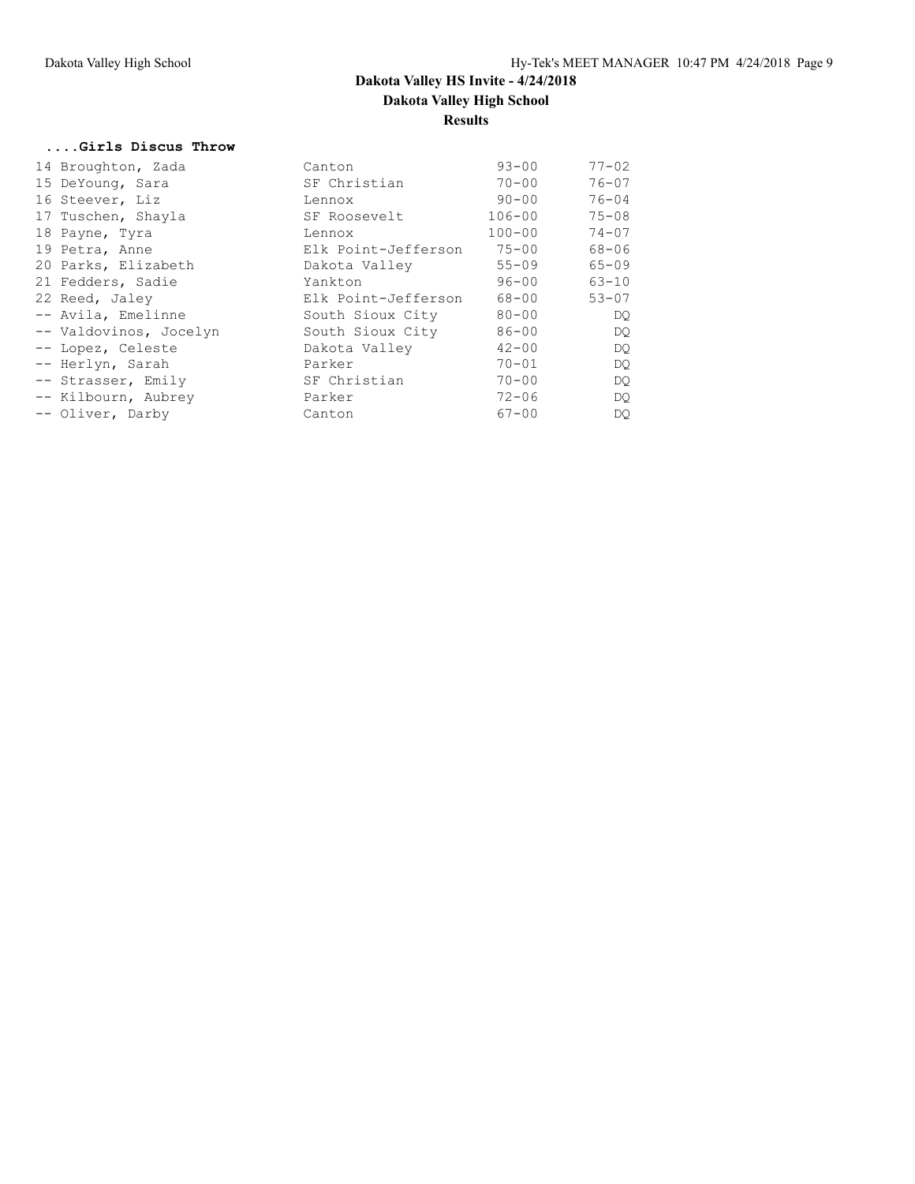## ....Girls Discus Throw

| | | | | |
|---|---|---|---|---|
| 14 | Broughton, Zada | Canton | 93-00 | 77-02 |
| 15 | DeYoung, Sara | SF Christian | 70-00 | 76-07 |
| 16 | Steever, Liz | Lennox | 90-00 | 76-04 |
| 17 | Tuschen, Shayla | SF Roosevelt | 106-00 | 75-08 |
| 18 | Payne, Tyra | Lennox | 100-00 | 74-07 |
| 19 | Petra, Anne | Elk Point-Jefferson | 75-00 | 68-06 |
| 20 | Parks, Elizabeth | Dakota Valley | 55-09 | 65-09 |
| 21 | Fedders, Sadie | Yankton | 96-00 | 63-10 |
| 22 | Reed, Jaley | Elk Point-Jefferson | 68-00 | 53-07 |
| -- | Avila, Emelinne | South Sioux City | 80-00 | DQ |
| -- | Valdovinos, Jocelyn | South Sioux City | 86-00 | DQ |
| -- | Lopez, Celeste | Dakota Valley | 42-00 | DQ |
| -- | Herlyn, Sarah | Parker | 70-01 | DQ |
| -- | Strasser, Emily | SF Christian | 70-00 | DQ |
| -- | Kilbourn, Aubrey | Parker | 72-06 | DQ |
| -- | Oliver, Darby | Canton | 67-00 | DQ |